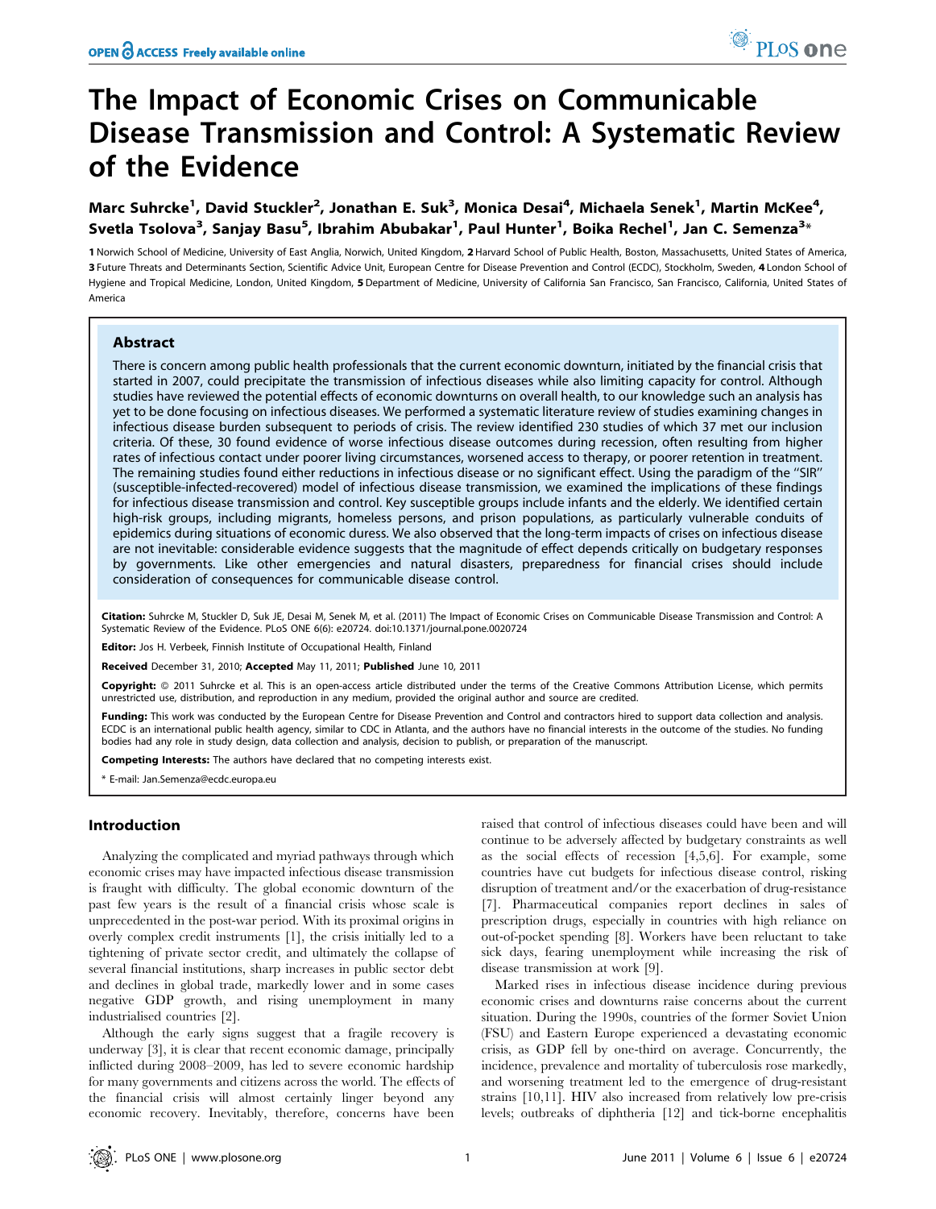# The Impact of Economic Crises on Communicable Disease Transmission and Control: A Systematic Review of the Evidence

**Marc Suhrcke[1], David Stuckler[2], Jonathan E. Suk[3], Monica Desai[4], Michaela Senek[1], Martin McKee[4], Svetla Tsolova[3], Sanjay Basu[5], Ibrahim Abubakar[1], Paul Hunter[1], Boika Rechel[1], Jan C. Semenza[3]***

**1** Norwich School of Medicine, University of East Anglia, Norwich, United Kingdom, **2** Harvard School of Public Health, Boston, Massachusetts, United States of America, **3** Future Threats and Determinants Section, Scientific Advice Unit, European Centre for Disease Prevention and Control (ECDC), Stockholm, Sweden, **4** London School of Hygiene and Tropical Medicine, London, United Kingdom, **5** Department of Medicine, University of California San Francisco, San Francisco, California, United States of America

## Abstract

There is concern among public health professionals that the current economic downturn, initiated by the financial crisis that started in 2007, could precipitate the transmission of infectious diseases while also limiting capacity for control. Although studies have reviewed the potential effects of economic downturns on overall health, to our knowledge such an analysis has yet to be done focusing on infectious diseases. We performed a systematic literature review of studies examining changes in infectious disease burden subsequent to periods of crisis. The review identified 230 studies of which 37 met our inclusion criteria. Of these, 30 found evidence of worse infectious disease outcomes during recession, often resulting from higher rates of infectious contact under poorer living circumstances, worsened access to therapy, or poorer retention in treatment. The remaining studies found either reductions in infectious disease or no significant effect. Using the paradigm of the "SIR" (susceptible-infected-recovered) model of infectious disease transmission, we examined the implications of these findings for infectious disease transmission and control. Key susceptible groups include infants and the elderly. We identified certain high-risk groups, including migrants, homeless persons, and prison populations, as particularly vulnerable conduits of epidemics during situations of economic duress. We also observed that the long-term impacts of crises on infectious disease are not inevitable: considerable evidence suggests that the magnitude of effect depends critically on budgetary responses by governments. Like other emergencies and natural disasters, preparedness for financial crises should include consideration of consequences for communicable disease control.

**Citation:** Suhrcke M, Stuckler D, Suk JE, Desai M, Senek M, et al. (2011) The Impact of Economic Crises on Communicable Disease Transmission and Control: A Systematic Review of the Evidence. PLoS ONE 6(6): e20724. doi:10.1371/journal.pone.0020724

**Editor:** Jos H. Verbeek, Finnish Institute of Occupational Health, Finland

**Received** December 31, 2010; **Accepted** May 11, 2011; **Published** June 10, 2011

**Copyright:** © 2011 Suhrcke et al. This is an open-access article distributed under the terms of the Creative Commons Attribution License, which permits unrestricted use, distribution, and reproduction in any medium, provided the original author and source are credited.

**Funding:** This work was conducted by the European Centre for Disease Prevention and Control and contractors hired to support data collection and analysis. ECDC is an international public health agency, similar to CDC in Atlanta, and the authors have no financial interests in the outcome of the studies. No funding bodies had any role in study design, data collection and analysis, decision to publish, or preparation of the manuscript.

**Competing Interests:** The authors have declared that no competing interests exist.

* E-mail: Jan.Semenza@ecdc.europa.eu

## Introduction

Analyzing the complicated and myriad pathways through which economic crises may have impacted infectious disease transmission is fraught with difficulty. The global economic downturn of the past few years is the result of a financial crisis whose scale is unprecedented in the post-war period. With its proximal origins in overly complex credit instruments [1], the crisis initially led to a tightening of private sector credit, and ultimately the collapse of several financial institutions, sharp increases in public sector debt and declines in global trade, markedly lower and in some cases negative GDP growth, and rising unemployment in many industrialised countries [2].

Although the early signs suggest that a fragile recovery is underway [3], it is clear that recent economic damage, principally inflicted during 2008–2009, has led to severe economic hardship for many governments and citizens across the world. The effects of the financial crisis will almost certainly linger beyond any economic recovery. Inevitably, therefore, concerns have been raised that control of infectious diseases could have been and will continue to be adversely affected by budgetary constraints as well as the social effects of recession [4,5,6]. For example, some countries have cut budgets for infectious disease control, risking disruption of treatment and/or the exacerbation of drug-resistance [7]. Pharmaceutical companies report declines in sales of prescription drugs, especially in countries with high reliance on out-of-pocket spending [8]. Workers have been reluctant to take sick days, fearing unemployment while increasing the risk of disease transmission at work [9].

Marked rises in infectious disease incidence during previous economic crises and downturns raise concerns about the current situation. During the 1990s, countries of the former Soviet Union (FSU) and Eastern Europe experienced a devastating economic crisis, as GDP fell by one-third on average. Concurrently, the incidence, prevalence and mortality of tuberculosis rose markedly, and worsening treatment led to the emergence of drug-resistant strains [10,11]. HIV also increased from relatively low pre-crisis levels; outbreaks of diphtheria [12] and tick-borne encephalitis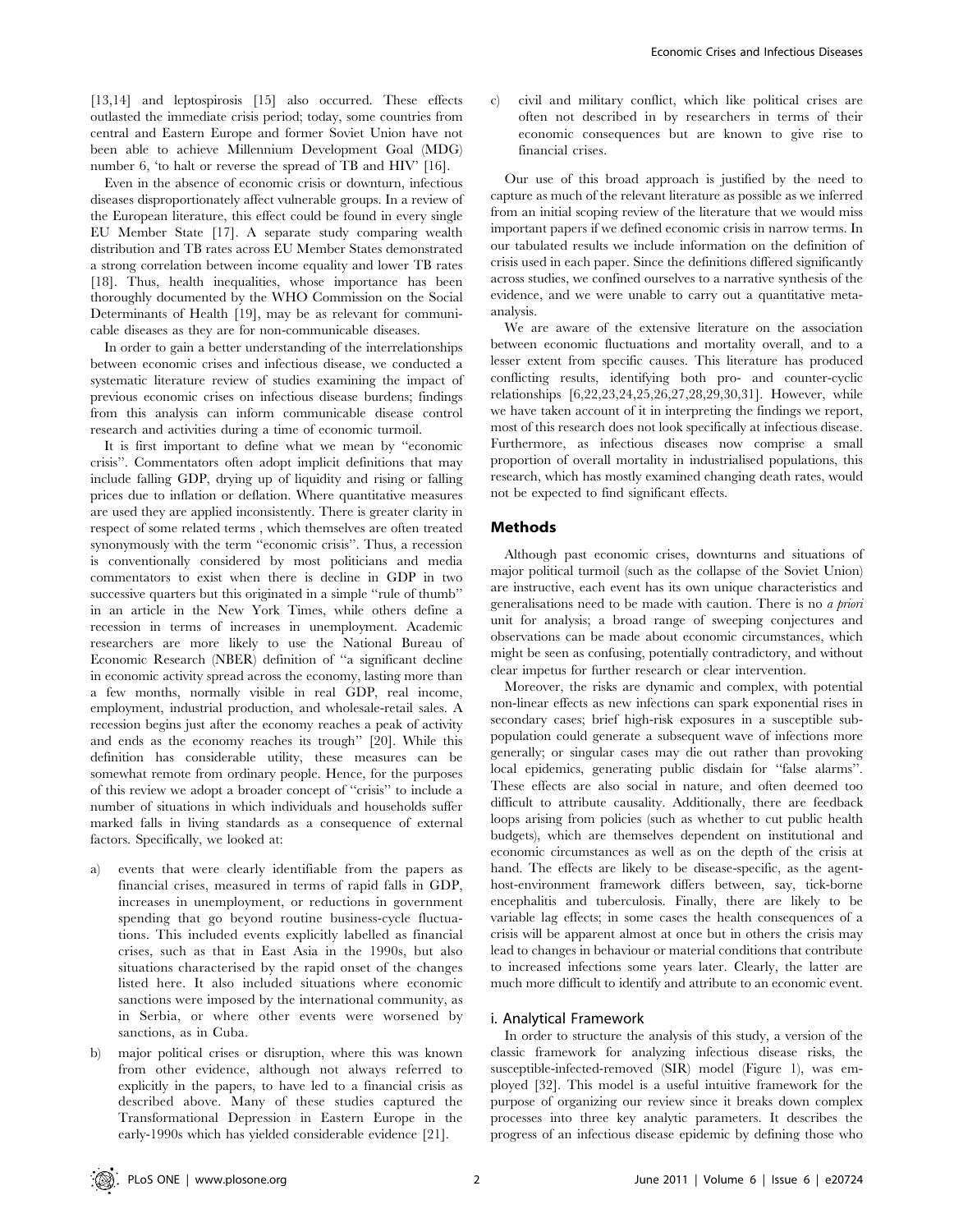[13,14] and leptospirosis [15] also occurred. These effects outlasted the immediate crisis period; today, some countries from central and Eastern Europe and former Soviet Union have not been able to achieve Millennium Development Goal (MDG) number 6, 'to halt or reverse the spread of TB and HIV' [16].

Even in the absence of economic crisis or downturn, infectious diseases disproportionately affect vulnerable groups. In a review of the European literature, this effect could be found in every single EU Member State [17]. A separate study comparing wealth distribution and TB rates across EU Member States demonstrated a strong correlation between income equality and lower TB rates [18]. Thus, health inequalities, whose importance has been thoroughly documented by the WHO Commission on the Social Determinants of Health [19], may be as relevant for communicable diseases as they are for non-communicable diseases.

In order to gain a better understanding of the interrelationships between economic crises and infectious disease, we conducted a systematic literature review of studies examining the impact of previous economic crises on infectious disease burdens; findings from this analysis can inform communicable disease control research and activities during a time of economic turmoil.

It is first important to define what we mean by "economic crisis". Commentators often adopt implicit definitions that may include falling GDP, drying up of liquidity and rising or falling prices due to inflation or deflation. Where quantitative measures are used they are applied inconsistently. There is greater clarity in respect of some related terms , which themselves are often treated synonymously with the term "economic crisis". Thus, a recession is conventionally considered by most politicians and media commentators to exist when there is decline in GDP in two successive quarters but this originated in a simple "rule of thumb" in an article in the New York Times, while others define a recession in terms of increases in unemployment. Academic researchers are more likely to use the National Bureau of Economic Research (NBER) definition of "a significant decline in economic activity spread across the economy, lasting more than a few months, normally visible in real GDP, real income, employment, industrial production, and wholesale-retail sales. A recession begins just after the economy reaches a peak of activity and ends as the economy reaches its trough" [20]. While this definition has considerable utility, these measures can be somewhat remote from ordinary people. Hence, for the purposes of this review we adopt a broader concept of "crisis" to include a number of situations in which individuals and households suffer marked falls in living standards as a consequence of external factors. Specifically, we looked at:

a) events that were clearly identifiable from the papers as financial crises, measured in terms of rapid falls in GDP, increases in unemployment, or reductions in government spending that go beyond routine business-cycle fluctuations. This included events explicitly labelled as financial crises, such as that in East Asia in the 1990s, but also situations characterised by the rapid onset of the changes listed here. It also included situations where economic sanctions were imposed by the international community, as in Serbia, or where other events were worsened by sanctions, as in Cuba.
b) major political crises or disruption, where this was known from other evidence, although not always referred to explicitly in the papers, to have led to a financial crisis as described above. Many of these studies captured the Transformational Depression in Eastern Europe in the early-1990s which has yielded considerable evidence [21].
c) civil and military conflict, which like political crises are often not described by researchers in terms of their economic consequences but are known to give rise to financial crises.

Our use of this broad approach is justified by the need to capture as much of the relevant literature as possible as we inferred from an initial scoping review of the literature that we would miss important papers if we defined economic crisis in narrow terms. In our tabulated results we include information on the definition of crisis used in each paper. Since the definitions differed significantly across studies, we confined ourselves to a narrative synthesis of the evidence, and we were unable to carry out a quantitative meta-analysis.

We are aware of the extensive literature on the association between economic fluctuations and mortality overall, and to a lesser extent from specific causes. This literature has produced conflicting results, identifying both pro- and counter-cyclic relationships [6,22,23,24,25,26,27,28,29,30,31]. However, while we have taken account of it in interpreting the findings we report, most of this research does not look specifically at infectious disease. Furthermore, as infectious diseases now comprise a small proportion of overall mortality in industrialised populations, this research, which has mostly examined changing death rates, would not be expected to find significant effects.

## Methods

Although past economic crises, downturns and situations of major political turmoil (such as the collapse of the Soviet Union) are instructive, each event has its own unique characteristics and generalisations need to be made with caution. There is no *a priori* unit for analysis; a broad range of sweeping conjectures and observations can be made about economic circumstances, which might be seen as confusing, potentially contradictory, and without clear impetus for further research or clear intervention.

Moreover, the risks are dynamic and complex, with potential non-linear effects as new infections can spark exponential rises in secondary cases; brief high-risk exposures in a susceptible sub-population could generate a subsequent wave of infections more generally; or singular cases may die out rather than provoking local epidemics, generating public disdain for "false alarms". These effects are also social in nature, and often deemed too difficult to attribute causality. Additionally, there are feedback loops arising from policies (such as whether to cut public health budgets), which are themselves dependent on institutional and economic circumstances as well as on the depth of the crisis at hand. The effects are likely to be disease-specific, as the agent-host-environment framework differs between, say, tick-borne encephalitis and tuberculosis. Finally, there are likely to be variable lag effects; in some cases the health consequences of a crisis will be apparent almost at once but in others the crisis may lead to changes in behaviour or material conditions that contribute to increased infections some years later. Clearly, the latter are much more difficult to identify and attribute to an economic event.

### i. Analytical Framework

In order to structure the analysis of this study, a version of the classic framework for analyzing infectious disease risks, the susceptible-infected-removed (SIR) model (Figure 1), was employed [32]. This model is a useful intuitive framework for the purpose of organizing our review since it breaks down complex processes into three key analytic parameters. It describes the progress of an infectious disease epidemic by defining those who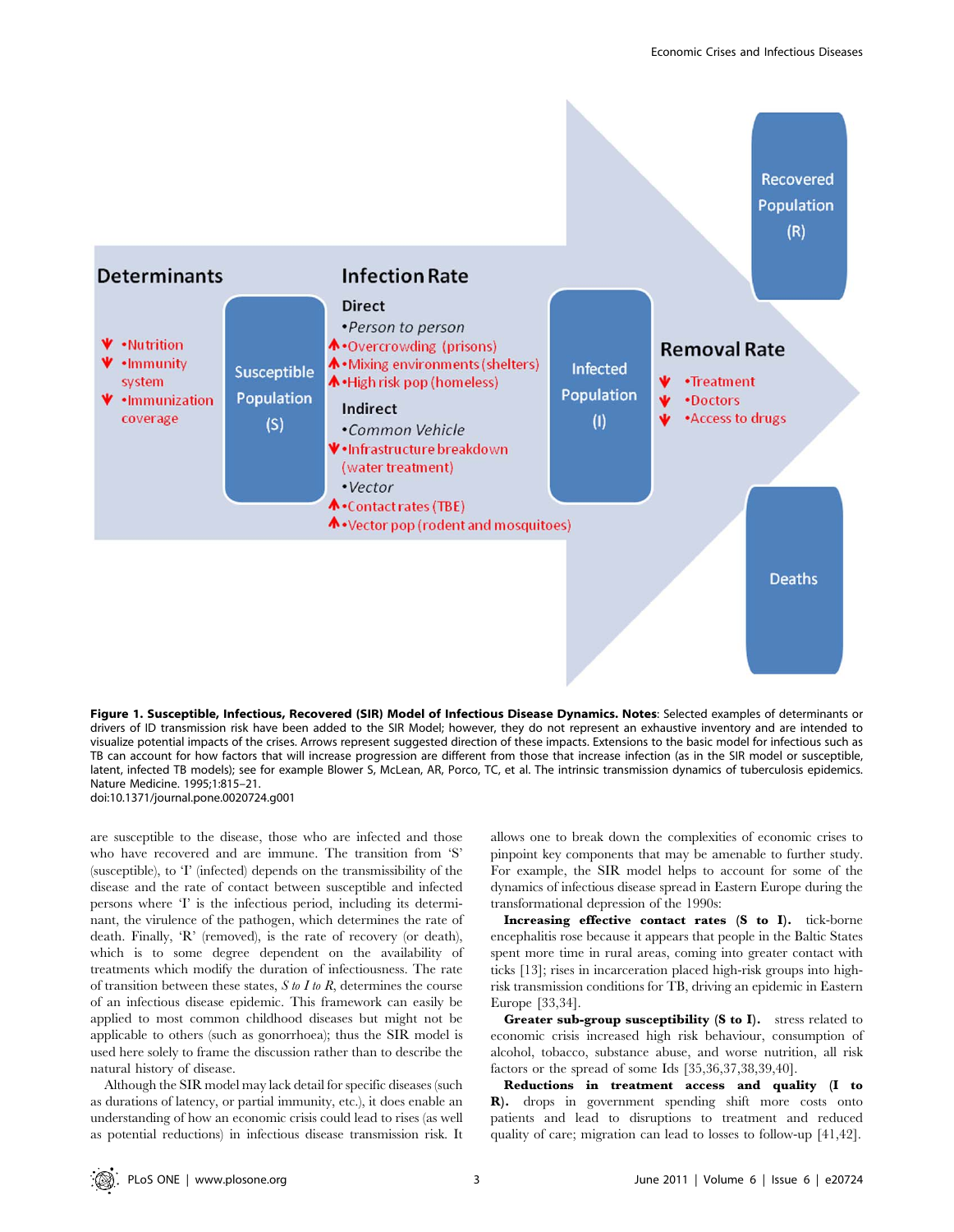**Figure 1. Susceptible, Infectious, Recovered (SIR) Model of Infectious Disease Dynamics. Notes**: Selected examples of determinants or drivers of ID transmission risk have been added to the SIR Model; however, they do not represent an exhaustive inventory and are intended to visualize potential impacts of the crises. Arrows represent suggested direction of these impacts. Extensions to the basic model for infectious such as TB can account for how factors that will increase progression are different from those that increase infection (as in the SIR model or susceptible, latent, infected TB models); see for example Blower S, McLean, AR, Porco, TC, et al. The intrinsic transmission dynamics of tuberculosis epidemics. Nature Medicine. 1995;1:815–21.
doi:10.1371/journal.pone.0020724.g001

are susceptible to the disease, those who are infected and those who have recovered and are immune. The transition from 'S' (susceptible), to 'I' (infected) depends on the transmissibility of the disease and the rate of contact between susceptible and infected persons where 'I' is the infectious period, including its determinant, the virulence of the pathogen, which determines the rate of death. Finally, 'R' (removed), is the rate of recovery (or death), which is to some degree dependent on the availability of treatments which modify the duration of infectiousness. The rate of transition between these states, *S to I to R*, determines the course of an infectious disease epidemic. This framework can easily be applied to most common childhood diseases but might not be applicable to others (such as gonorrhoea); thus the SIR model is used here solely to frame the discussion rather than to describe the natural history of disease.

Although the SIR model may lack detail for specific diseases (such as durations of latency, or partial immunity, etc.), it does enable an understanding of how an economic crisis could lead to rises (as well as potential reductions) in infectious disease transmission risk. It allows one to break down the complexities of economic crises to pinpoint key components that may be amenable to further study. For example, the SIR model helps to account for some of the dynamics of infectious disease spread in Eastern Europe during the transformational depression of the 1990s:

**Increasing effective contact rates (S to I).** tick-borne encephalitis rose because it appears that people in the Baltic States spent more time in rural areas, coming into greater contact with ticks [13]; rises in incarceration placed high-risk groups into high-risk transmission conditions for TB, driving an epidemic in Eastern Europe [33,34].

**Greater sub-group susceptibility (S to I).** stress related to economic crisis increased high risk behaviour, consumption of alcohol, tobacco, substance abuse, and worse nutrition, all risk factors or the spread of some Ids [35,36,37,38,39,40].

**Reductions in treatment access and quality (I to R).** drops in government spending shift more costs onto patients and lead to disruptions to treatment and reduced quality of care; migration can lead to losses to follow-up [41,42].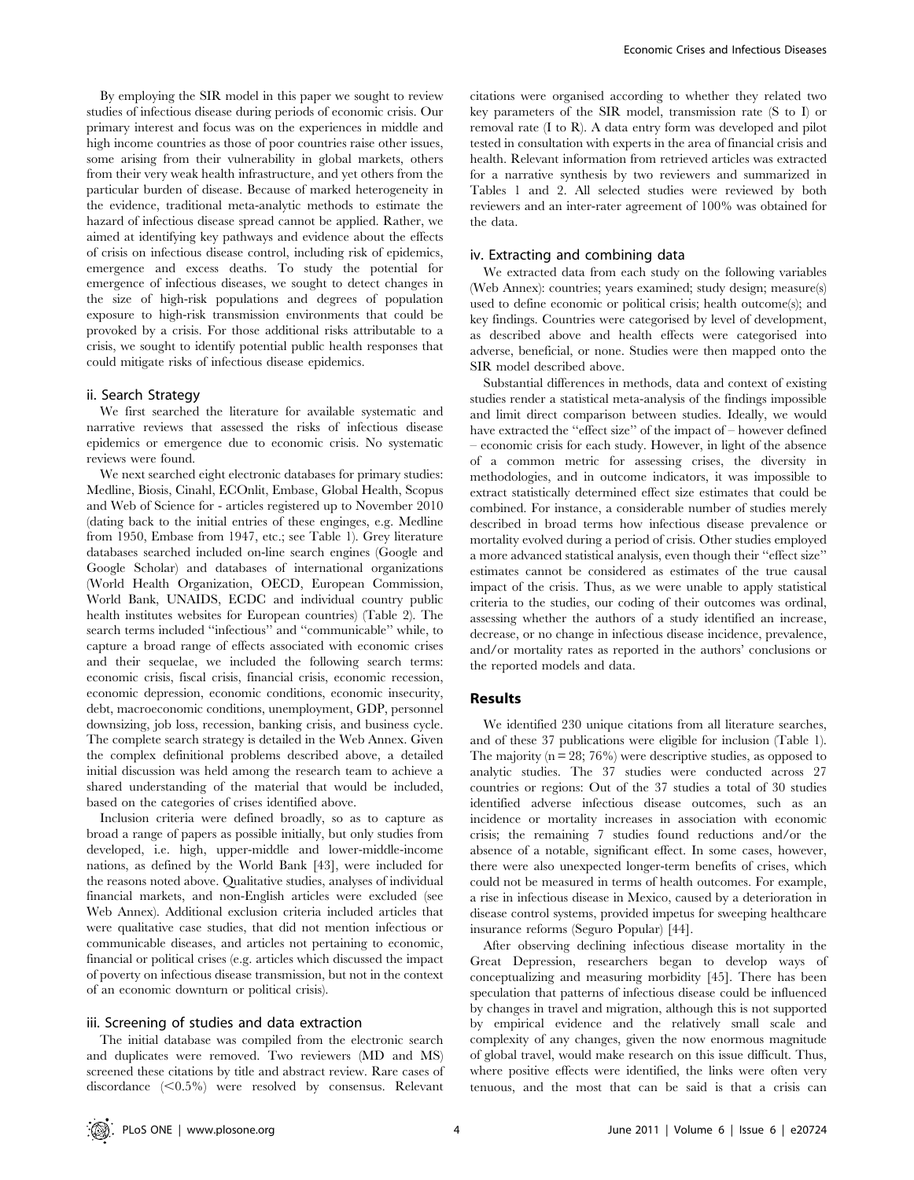By employing the SIR model in this paper we sought to review studies of infectious disease during periods of economic crisis. Our primary interest and focus was on the experiences in middle and high income countries as those of poor countries raise other issues, some arising from their vulnerability in global markets, others from their very weak health infrastructure, and yet others from the particular burden of disease. Because of marked heterogeneity in the evidence, traditional meta-analytic methods to estimate the hazard of infectious disease spread cannot be applied. Rather, we aimed at identifying key pathways and evidence about the effects of crisis on infectious disease control, including risk of epidemics, emergence and excess deaths. To study the potential for emergence of infectious diseases, we sought to detect changes in the size of high-risk populations and degrees of population exposure to high-risk transmission environments that could be provoked by a crisis. For those additional risks attributable to a crisis, we sought to identify potential public health responses that could mitigate risks of infectious disease epidemics.

### ii. Search Strategy

We first searched the literature for available systematic and narrative reviews that assessed the risks of infectious disease epidemics or emergence due to economic crisis. No systematic reviews were found.

We next searched eight electronic databases for primary studies: Medline, Biosis, Cinahl, ECOnlit, Embase, Global Health, Scopus and Web of Science for - articles registered up to November 2010 (dating back to the initial entries of these enginges, e.g. Medline from 1950, Embase from 1947, etc.; see Table 1). Grey literature databases searched included on-line search engines (Google and Google Scholar) and databases of international organizations (World Health Organization, OECD, European Commission, World Bank, UNAIDS, ECDC and individual country public health institutes websites for European countries) (Table 2). The search terms included ''infectious'' and ''communicable'' while, to capture a broad range of effects associated with economic crises and their sequelae, we included the following search terms: economic crisis, fiscal crisis, financial crisis, economic recession, economic depression, economic conditions, economic insecurity, debt, macroeconomic conditions, unemployment, GDP, personnel downsizing, job loss, recession, banking crisis, and business cycle. The complete search strategy is detailed in the Web Annex. Given the complex definitional problems described above, a detailed initial discussion was held among the research team to achieve a shared understanding of the material that would be included, based on the categories of crises identified above.

Inclusion criteria were defined broadly, so as to capture as broad a range of papers as possible initially, but only studies from developed, i.e. high, upper-middle and lower-middle-income nations, as defined by the World Bank [43], were included for the reasons noted above. Qualitative studies, analyses of individual financial markets, and non-English articles were excluded (see Web Annex). Additional exclusion criteria included articles that were qualitative case studies, that did not mention infectious or communicable diseases, and articles not pertaining to economic, financial or political crises (e.g. articles which discussed the impact of poverty on infectious disease transmission, but not in the context of an economic downturn or political crisis).

### iii. Screening of studies and data extraction

The initial database was compiled from the electronic search and duplicates were removed. Two reviewers (MD and MS) screened these citations by title and abstract review. Rare cases of discordance ($<0.5\%$) were resolved by consensus. Relevant citations were organised according to whether they related two key parameters of the SIR model, transmission rate (S to I) or removal rate (I to R). A data entry form was developed and pilot tested in consultation with experts in the area of financial crisis and health. Relevant information from retrieved articles was extracted for a narrative synthesis by two reviewers and summarized in Tables 1 and 2. All selected studies were reviewed by both reviewers and an inter-rater agreement of 100% was obtained for the data.

### iv. Extracting and combining data

We extracted data from each study on the following variables (Web Annex): countries; years examined; study design; measure(s) used to define economic or political crisis; health outcome(s); and key findings. Countries were categorised by level of development, as described above and health effects were categorised into adverse, beneficial, or none. Studies were then mapped onto the SIR model described above.

Substantial differences in methods, data and context of existing studies render a statistical meta-analysis of the findings impossible and limit direct comparison between studies. Ideally, we would have extracted the ''effect size'' of the impact of – however defined – economic crisis for each study. However, in light of the absence of a common metric for assessing crises, the diversity in methodologies, and in outcome indicators, it was impossible to extract statistically determined effect size estimates that could be combined. For instance, a considerable number of studies merely described in broad terms how infectious disease prevalence or mortality evolved during a period of crisis. Other studies employed a more advanced statistical analysis, even though their ''effect size'' estimates cannot be considered as estimates of the true causal impact of the crisis. Thus, as we were unable to apply statistical criteria to the studies, our coding of their outcomes was ordinal, assessing whether the authors of a study identified an increase, decrease, or no change in infectious disease incidence, prevalence, and/or mortality rates as reported in the authors' conclusions or the reported models and data.

## Results

We identified 230 unique citations from all literature searches, and of these 37 publications were eligible for inclusion (Table 1). The majority ($n = 28$; 76%) were descriptive studies, as opposed to analytic studies. The 37 studies were conducted across 27 countries or regions: Out of the 37 studies a total of 30 studies identified adverse infectious disease outcomes, such as an incidence or mortality increases in association with economic crisis; the remaining 7 studies found reductions and/or the absence of a notable, significant effect. In some cases, however, there were also unexpected longer-term benefits of crises, which could not be measured in terms of health outcomes. For example, a rise in infectious disease in Mexico, caused by a deterioration in disease control systems, provided impetus for sweeping healthcare insurance reforms (Seguro Popular) [44].

After observing declining infectious disease mortality in the Great Depression, researchers began to develop ways of conceptualizing and measuring morbidity [45]. There has been speculation that patterns of infectious disease could be influenced by changes in travel and migration, although this is not supported by empirical evidence and the relatively small scale and complexity of any changes, given the now enormous magnitude of global travel, would make research on this issue difficult. Thus, where positive effects were identified, the links were often very tenuous, and the most that can be said is that a crisis can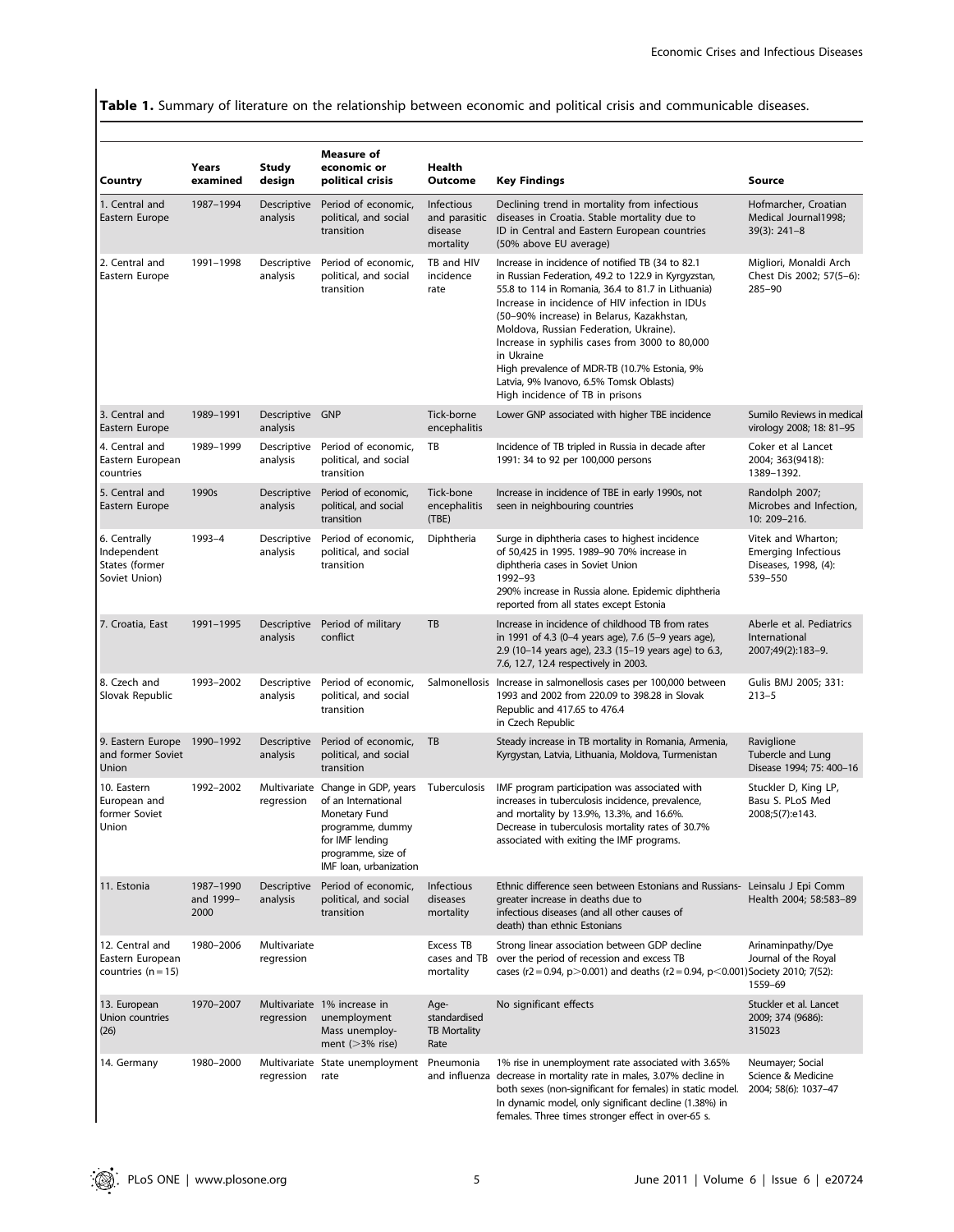**Table 1.** Summary of literature on the relationship between economic and political crisis and communicable diseases.

| Country | Years examined | Study design | Measure of economic or political crisis | Health Outcome | Key Findings | Source |
|---|---|---|---|---|---|---|
| 1. Central and Eastern Europe | 1987–1994 | Descriptive analysis | Period of economic, political, and social transition | Infectious and parasitic disease mortality | Declining trend in mortality from infectious diseases in Croatia. Stable mortality due to ID in Central and Eastern European countries (50% above EU average) | Hofmarcher, Croatian Medical Journal1998; 39(3): 241–8 |
| 2. Central and Eastern Europe | 1991–1998 | Descriptive analysis | Period of economic, political, and social transition | TB and HIV incidence rate | Increase in incidence of notified TB (34 to 82.1 in Russian Federation, 49.2 to 122.9 in Kyrgyzstan, 55.8 to 114 in Romania, 36.4 to 81.7 in Lithuania) Increase in incidence of HIV infection in IDUs (50–90% increase) in Belarus, Kazakhstan, Moldova, Russian Federation, Ukraine). Increase in syphilis cases from 3000 to 80,000 in Ukraine High prevalence of MDR-TB (10.7% Estonia, 9% Latvia, 9% Ivanovo, 6.5% Tomsk Oblasts) High incidence of TB in prisons | Migliori, Monaldi Arch Chest Dis 2002; 57(5–6): 285–90 |
| 3. Central and Eastern Europe | 1989–1991 | Descriptive analysis | GNP | Tick-borne encephalitis | Lower GNP associated with higher TBE incidence | Sumilo Reviews in medical virology 2008; 18: 81–95 |
| 4. Central and Eastern European countries | 1989–1999 | Descriptive analysis | Period of economic, political, and social transition | TB | Incidence of TB tripled in Russia in decade after 1991: 34 to 92 per 100,000 persons | Coker et al Lancet 2004; 363(9418): 1389–1392. |
| 5. Central and Eastern Europe | 1990s | Descriptive analysis | Period of economic, political, and social transition | Tick-bone encephalitis (TBE) | Increase in incidence of TBE in early 1990s, not seen in neighbouring countries | Randolph 2007; Microbes and Infection, 10: 209–216. |
| 6. Centrally Independent States (former Soviet Union) | 1993–4 | Descriptive analysis | Period of economic, political, and social transition | Diphtheria | Surge in diphtheria cases to highest incidence of 50,425 in 1995. 1989–90 70% increase in diphtheria cases in Soviet Union 1992–93 290% increase in Russia alone. Epidemic diphtheria reported from all states except Estonia | Vitek and Wharton; Emerging Infectious Diseases, 1998, (4): 539–550 |
| 7. Croatia, East | 1991–1995 | Descriptive analysis | Period of military conflict | TB | Increase in incidence of childhood TB from rates in 1991 of 4.3 (0–4 years age), 7.6 (5–9 years age), 2.9 (10–14 years age), 23.3 (15–19 years age) to 6.3, 7.6, 12.7, 12.4 respectively in 2003. | Aberle et al. Pediatrics International 2007;49(2):183–9. |
| 8. Czech and Slovak Republic | 1993–2002 | Descriptive analysis | Period of economic, political, and social transition | Salmonellosis | Increase in salmonellosis cases per 100,000 between 1993 and 2002 from 220.09 to 398.28 in Slovak Republic and 417.65 to 476.4 in Czech Republic | Gulis BMJ 2005; 331: 213–5 |
| 9. Eastern Europe and former Soviet Union | 1990–1992 | Descriptive analysis | Period of economic, political, and social transition | TB | Steady increase in TB mortality in Romania, Armenia, Kyrgyzstan, Latvia, Lithuania, Moldova, Turmenistan | Raviglione Tubercle and Lung Disease 1994; 75: 400–16 |
| 10. Eastern European and former Soviet Union | 1992–2002 | Multivariate regression | Change in GDP, years of an International Monetary Fund programme, dummy for IMF lending programme, size of IMF loan, urbanization | Tuberculosis | IMF program participation was associated with increases in tuberculosis incidence, prevalence, and mortality by 13.9%, 13.3%, and 16.6%. Decrease in tuberculosis mortality rates of 30.7% associated with exiting the IMF programs. | Stuckler D, King LP, Basu S. PLoS Med 2008;5(7):e143. |
| 11. Estonia | 1987–1990 and 1999–2000 | Descriptive analysis | Period of economic, political, and social transition | Infectious diseases mortality | Ethnic difference seen between Estonians and Russians- greater increase in deaths due to infectious diseases (and all other causes of death) than ethnic Estonians | Leinsalu J Epi Comm Health 2004; 58:583–89 |
| 12. Central and Eastern European countries (n = 15) | 1980–2006 | Multivariate regression | | Excess TB cases and TB mortality | Strong linear association between GDP decline over the period of recession and excess TB cases (r2 = 0.94, p>0.001) and deaths (r2 = 0.94, p<0.001) | Arinaminpathy/Dye Journal of the Royal Society 2010; 7(52): 1559–69 |
| 13. European Union countries (26) | 1970–2007 | Multivariate regression | 1% increase in unemployment Mass unemployment (>3% rise) | Age-standardised TB Mortality Rate | No significant effects | Stuckler et al. Lancet 2009; 374 (9686): 315023 |
| 14. Germany | 1980–2000 | Multivariate regression | State unemployment rate | Pneumonia and influenza | 1% rise in unemployment rate associated with 3.65% decrease in mortality rate in males, 3.07% decline in both sexes (non-significant for females) in static model. In dynamic model, only significant decline (1.38%) in females. Three times stronger effect in over-65 s. | Neumayer; Social Science & Medicine 2004; 58(6): 1037–47 |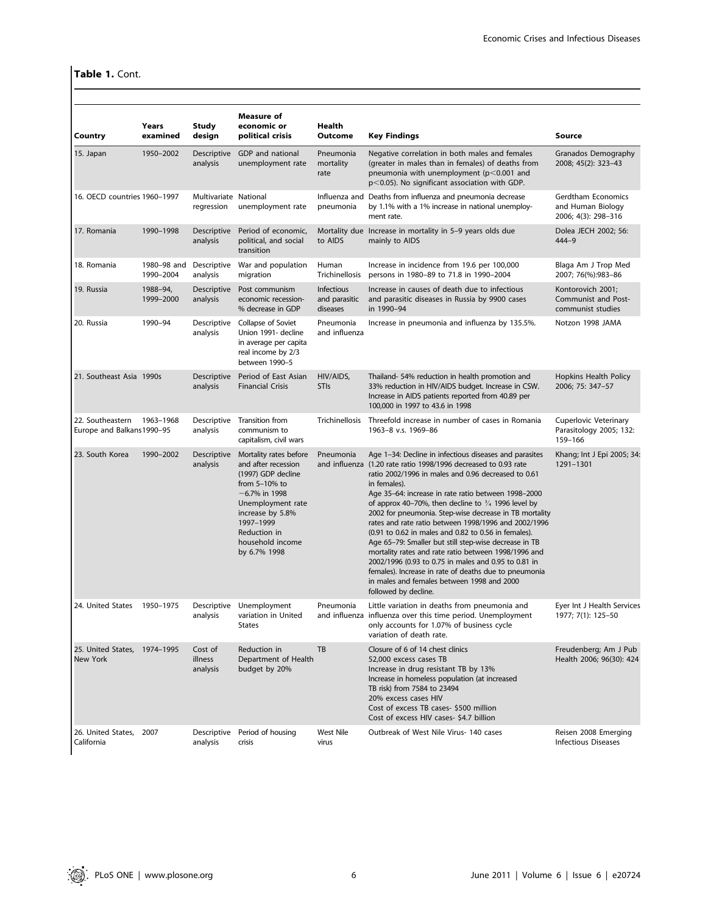**Table 1.** Cont.

| Country | Years examined | Study design | Measure of economic or political crisis | Health Outcome | Key Findings | Source |
|---|---|---|---|---|---|---|
| 15. Japan | 1950–2002 | Descriptive analysis | GDP and national unemployment rate | Pneumonia mortality rate | Negative correlation in both males and females (greater in males than in females) of deaths from pneumonia with unemployment ($p<0.001$ and $p<0.05$). No significant association with GDP. | Granados Demography 2008; 45(2): 323–43 |
| 16. OECD countries | 1960–1997 | Multivariate regression | National unemployment rate | Influenza and pneumonia | Deaths from influenza and pneumonia decrease by 1.1% with a 1% increase in national unemployment rate. | Gerdtham Economics and Human Biology 2006; 4(3): 298–316 |
| 17. Romania | 1990–1998 | Descriptive analysis | Period of economic, political, and social transition | Mortality due to AIDS | Increase in mortality in 5–9 years olds due mainly to AIDS | Dolea JECH 2002; 56: 444–9 |
| 18. Romania | 1980–98 and 1990–2004 | Descriptive analysis | War and population migration | Human Trichinellosis | Increase in incidence from 19.6 per 100,000 persons in 1980–89 to 71.8 in 1990–2004 | Blaga Am J Trop Med 2007; 76(%):983–86 |
| 19. Russia | 1988–94, 1999–2000 | Descriptive analysis | Post communism economic recession- % decrease in GDP | Infectious and parasitic diseases | Increase in causes of death due to infectious and parasitic diseases in Russia by 9900 cases in 1990–94 | Kontorovich 2001; Communist and Post-communist studies |
| 20. Russia | 1990–94 | Descriptive analysis | Collapse of Soviet Union 1991- decline in average per capita real income by 2/3 between 1990–5 | Pneumonia and influenza | Increase in pneumonia and influenza by 135.5%. | Notzon 1998 JAMA |
| 21. Southeast Asia | 1990s | Descriptive analysis | Period of East Asian Financial Crisis | HIV/AIDS, STIs | Thailand- 54% reduction in health promotion and 33% reduction in HIV/AIDS budget. Increase in CSW. Increase in AIDS patients reported from 40.89 per 100,000 in 1997 to 43.6 in 1998 | Hopkins Health Policy 2006; 75: 347–57 |
| 22. Southeastern Europe and Balkans | 1963–1968 1990–95 | Descriptive analysis | Transition from communism to capitalism, civil wars | Trichinellosis | Threefold increase in number of cases in Romania 1963–8 v.s. 1969–86 | Cuperlovic Veterinary Parasitology 2005; 132: 159–166 |
| 23. South Korea | 1990–2002 | Descriptive analysis | Mortality rates before and after recession (1997) GDP decline from 5–10% to −6.7% in 1998 Unemployment rate increase by 5.8% 1997–1999 Reduction in household income by 6.7% 1998 | Pneumonia and influenza | Age 1–34: Decline in infectious diseases and parasites (1.20 rate ratio 1998/1996 decreased to 0.93 rate ratio 2002/1996 in males and 0.96 decreased to 0.61 in females). Age 35–64: increase in rate ratio between 1998–2000 of approx 40–70%, then decline to ¾ 1996 level by 2002 for pneumonia. Step-wise decrease in TB mortality rates and rate ratio between 1998/1996 and 2002/1996 (0.91 to 0.62 in males and 0.82 to 0.56 in females). Age 65–79: Smaller but still step-wise decrease in TB mortality rates and rate ratio between 1998/1996 and 2002/1996 (0.93 to 0.75 in males and 0.95 to 0.81 in females). Increase in rate of deaths due to pneumonia in males and females between 1998 and 2000 followed by decline. | Khang; Int J Epi 2005; 34: 1291–1301 |
| 24. United States | 1950–1975 | Descriptive analysis | Unemployment variation in United States | Pneumonia and influenza | Little variation in deaths from pneumonia and influenza over this time period. Unemployment only accounts for 1.07% of business cycle variation of death rate. | Eyer Int J Health Services 1977; 7(1): 125–50 |
| 25. United States, New York | 1974–1995 | Cost of illness analysis | Reduction in Department of Health budget by 20% | TB | Closure of 6 of 14 chest clinics 52,000 excess cases TB Increase in drug resistant TB by 13% Increase in homeless population (at increased TB risk) from 7584 to 23494 20% excess cases HIV Cost of excess TB cases- $500 million Cost of excess HIV cases- $4.7 billion | Freudenberg; Am J Pub Health 2006; 96(30): 424 |
| 26. United States, California | 2007 | Descriptive analysis | Period of housing crisis | West Nile virus | Outbreak of West Nile Virus- 140 cases | Reisen 2008 Emerging Infectious Diseases |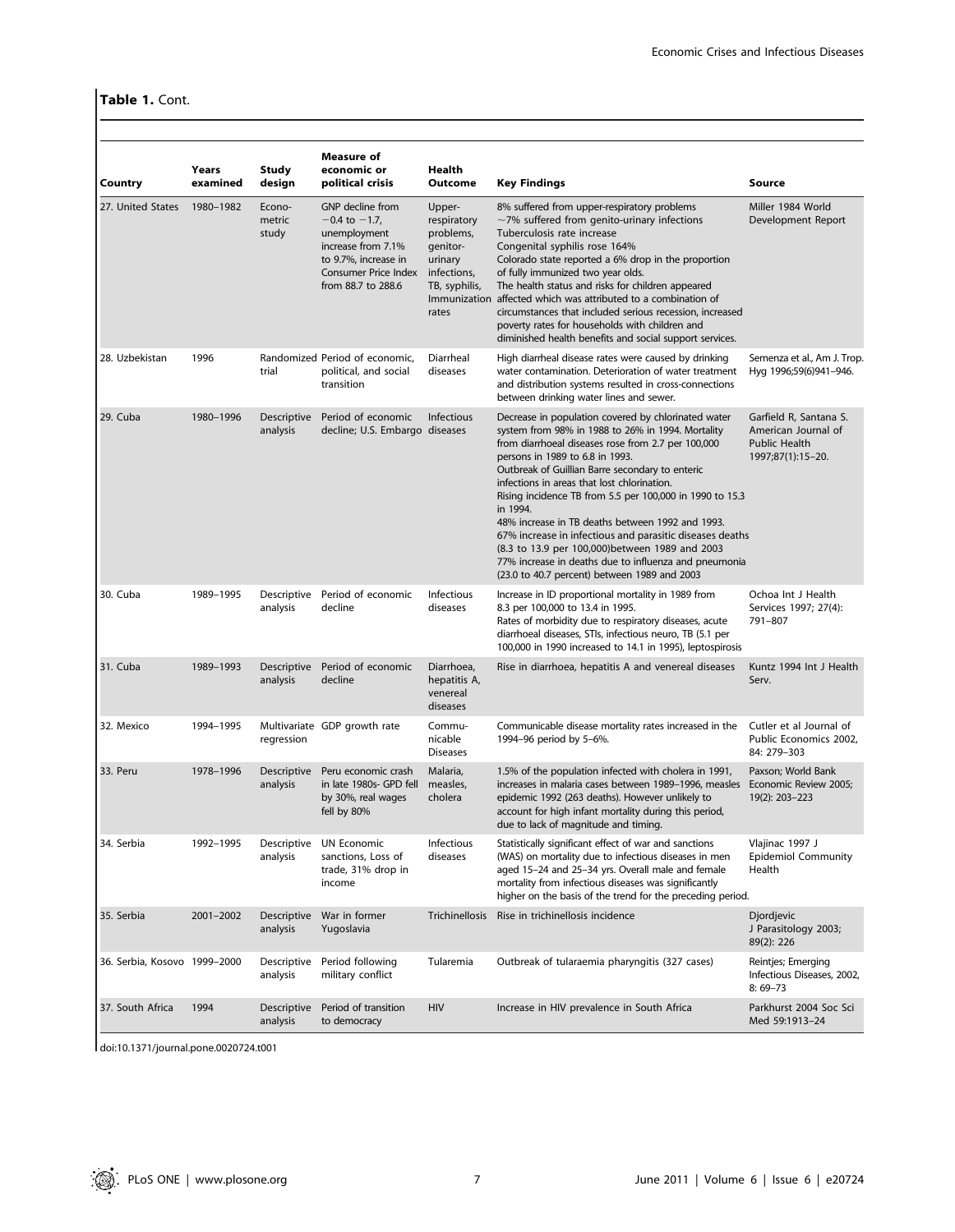**Table 1.** Cont.

| Country | Years examined | Study design | Measure of economic or political crisis | Health Outcome | Key Findings | Source |
|---|---|---|---|---|---|---|
| 27. United States | 1980–1982 | Econo-metric study | GNP decline from −0.4 to −1.7, unemployment increase from 7.1% to 9.7%, increase in Consumer Price Index from 88.7 to 288.6 | Upper-respiratory problems, genitor-urinary infections, TB, syphilis, Immunization rates | 8% suffered from upper-respiratory problems ~7% suffered from genito-urinary infections Tuberculosis rate increase Congenital syphilis rose 164% Colorado state reported a 6% drop in the proportion of fully immunized two year olds. The health status and risks for children appeared affected which was attributed to a combination of circumstances that included serious recession, increased poverty rates for households with children and diminished health benefits and social support services. | Miller 1984 World Development Report |
| 28. Uzbekistan | 1996 | Randomized trial | Period of economic, political, and social transition | Diarrheal diseases | High diarrheal disease rates were caused by drinking water contamination. Deterioration of water treatment and distribution systems resulted in cross-connections between drinking water lines and sewer. | Semenza et al., Am J. Trop. Hyg 1996;59(6)941–946. |
| 29. Cuba | 1980–1996 | Descriptive analysis | Period of economic decline; U.S. Embargo | Infectious diseases | Decrease in population covered by chlorinated water system from 98% in 1988 to 26% in 1994. Mortality from diarrhoeal diseases rose from 2.7 per 100,000 persons in 1989 to 6.8 in 1993. Outbreak of Guillian Barre secondary to enteric infections in areas that lost chlorination. Rising incidence TB from 5.5 per 100,000 in 1990 to 15.3 in 1994. 48% increase in TB deaths between 1992 and 1993. 67% increase in infectious and parasitic diseases deaths (8.3 to 13.9 per 100,000)between 1989 and 2003 77% increase in deaths due to influenza and pneumonia (23.0 to 40.7 percent) between 1989 and 2003 | Garfield R, Santana S. American Journal of Public Health 1997;87(1):15–20. |
| 30. Cuba | 1989–1995 | Descriptive analysis | Period of economic decline | Infectious diseases | Increase in ID proportional mortality in 1989 from 8.3 per 100,000 to 13.4 in 1995. Rates of morbidity due to respiratory diseases, acute diarrhoeal diseases, STIs, infectious neuro, TB (5.1 per 100,000 in 1990 increased to 14.1 in 1995), leptospirosis | Ochoa Int J Health Services 1997; 27(4): 791–807 |
| 31. Cuba | 1989–1993 | Descriptive analysis | Period of economic decline | Diarrhoea, hepatitis A, venereal diseases | Rise in diarrhoea, hepatitis A and venereal diseases | Kuntz 1994 Int J Health Serv. |
| 32. Mexico | 1994–1995 | Multivariate regression | GDP growth rate | Commu-nicable Diseases | Communicable disease mortality rates increased in the 1994–96 period by 5–6%. | Cutler et al Journal of Public Economics 2002, 84: 279–303 |
| 33. Peru | 1978–1996 | Descriptive analysis | Peru economic crash in late 1980s- GPD fell by 30%, real wages fell by 80% | Malaria, measles, cholera | 1.5% of the population infected with cholera in 1991, increases in malaria cases between 1989–1996, measles epidemic 1992 (263 deaths). However unlikely to account for high infant mortality during this period, due to lack of magnitude and timing. | Paxson; World Bank Economic Review 2005; 19(2): 203–223 |
| 34. Serbia | 1992–1995 | Descriptive analysis | UN Economic sanctions, Loss of trade, 31% drop in income | Infectious diseases | Statistically significant effect of war and sanctions (WAS) on mortality due to infectious diseases in men aged 15–24 and 25–34 yrs. Overall male and female mortality from infectious diseases was significantly higher on the basis of the trend for the preceding period. | Vlajinac 1997 J Epidemiol Community Health |
| 35. Serbia | 2001–2002 | Descriptive analysis | War in former Yugoslavia | Trichinellosis | Rise in trichinellosis incidence | Djordjevic J Parasitology 2003; 89(2): 226 |
| 36. Serbia, Kosovo | 1999–2000 | Descriptive analysis | Period following military conflict | Tularemia | Outbreak of tularaemia pharyngitis (327 cases) | Reintjes; Emerging Infectious Diseases, 2002, 8: 69–73 |
| 37. South Africa | 1994 | Descriptive analysis | Period of transition to democracy | HIV | Increase in HIV prevalence in South Africa | Parkhurst 2004 Soc Sci Med 59:1913–24 |

doi:10.1371/journal.pone.0020724.t001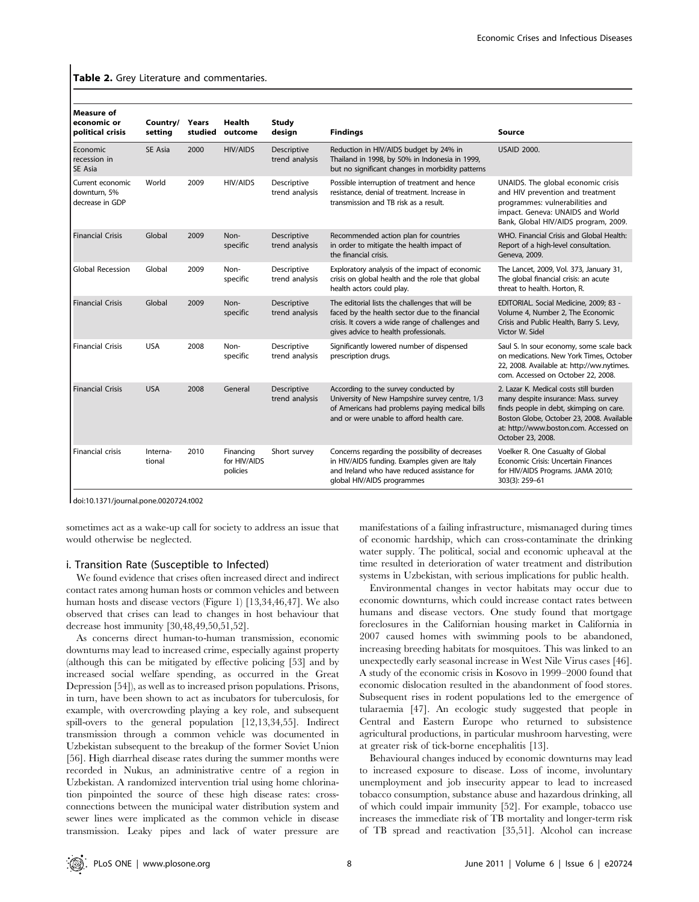**Table 2.** Grey Literature and commentaries.

| Measure of economic or political crisis | Country/ setting | Years studied | Health outcome | Study design | Findings | Source |
|---|---|---|---|---|---|---|
| Economic recession in SE Asia | SE Asia | 2000 | HIV/AIDS | Descriptive trend analysis | Reduction in HIV/AIDS budget by 24% in Thailand in 1998, by 50% in Indonesia in 1999, but no significant changes in morbidity patterns | USAID 2000. |
| Current economic downturn, 5% decrease in GDP | World | 2009 | HIV/AIDS | Descriptive trend analysis | Possible interruption of treatment and hence resistance, denial of treatment. Increase in transmission and TB risk as a result. | UNAIDS. The global economic crisis and HIV prevention and treatment programmes: vulnerabilities and impact. Geneva: UNAIDS and World Bank, Global HIV/AIDS program, 2009. |
| Financial Crisis | Global | 2009 | Non-specific | Descriptive trend analysis | Recommended action plan for countries in order to mitigate the health impact of the financial crisis. | WHO. Financial Crisis and Global Health: Report of a high-level consultation. Geneva, 2009. |
| Global Recession | Global | 2009 | Non-specific | Descriptive trend analysis | Exploratory analysis of the impact of economic crisis on global health and the role that global health actors could play. | The Lancet, 2009, Vol. 373, January 31, The global financial crisis: an acute threat to health. Horton, R. |
| Financial Crisis | Global | 2009 | Non-specific | Descriptive trend analysis | The editorial lists the challenges that will be faced by the health sector due to the financial crisis. It covers a wide range of challenges and gives advice to health professionals. | EDITORIAL. Social Medicine, 2009; 83 - Volume 4, Number 2, The Economic Crisis and Public Health, Barry S. Levy, Victor W. Sidel |
| Financial Crisis | USA | 2008 | Non-specific | Descriptive trend analysis | Significantly lowered number of dispensed prescription drugs. | Saul S. In sour economy, some scale back on medications. New York Times, October 22, 2008. Available at: http://ww.nytimes.com. Accessed on October 22, 2008. |
| Financial Crisis | USA | 2008 | General | Descriptive trend analysis | According to the survey conducted by University of New Hampshire survey centre, 1/3 of Americans had problems paying medical bills and or were unable to afford health care. | 2. Lazar K. Medical costs still burden many despite insurance: Mass. survey finds people in debt, skimping on care. Boston Globe, October 23, 2008. Available at: http://www.boston.com. Accessed on October 23, 2008. |
| Financial crisis | Interna-tional | 2010 | Financing for HIV/AIDS policies | Short survey | Concerns regarding the possibility of decreases in HIV/AIDS funding. Examples given are Italy and Ireland who have reduced assistance for global HIV/AIDS programmes | Voelker R. One Casualty of Global Economic Crisis: Uncertain Finances for HIV/AIDS Programs. JAMA 2010; 303(3): 259–61 |

doi:10.1371/journal.pone.0020724.t002

sometimes act as a wake-up call for society to address an issue that would otherwise be neglected.

### i. Transition Rate (Susceptible to Infected)

We found evidence that crises often increased direct and indirect contact rates among human hosts or common vehicles and between human hosts and disease vectors (Figure 1) [13,34,46,47]. We also observed that crises can lead to changes in host behaviour that decrease host immunity [30,48,49,50,51,52].

As concerns direct human-to-human transmission, economic downturns may lead to increased crime, especially against property (although this can be mitigated by effective policing [53] and by increased social welfare spending, as occurred in the Great Depression [54]), as well as to increased prison populations. Prisons, in turn, have been shown to act as incubators for tuberculosis, for example, with overcrowding playing a key role, and subsequent spill-overs to the general population [12,13,34,55]. Indirect transmission through a common vehicle was documented in Uzbekistan subsequent to the breakup of the former Soviet Union [56]. High diarrheal disease rates during the summer months were recorded in Nukus, an administrative centre of a region in Uzbekistan. A randomized intervention trial using home chlorination pinpointed the source of these high disease rates: cross-connections between the municipal water distribution system and sewer lines were implicated as the common vehicle in disease transmission. Leaky pipes and lack of water pressure are manifestations of a failing infrastructure, mismanaged during times of economic hardship, which can cross-contaminate the drinking water supply. The political, social and economic upheaval at the time resulted in deterioration of water treatment and distribution systems in Uzbekistan, with serious implications for public health.

Environmental changes in vector habitats may occur due to economic downturns, which could increase contact rates between humans and disease vectors. One study found that mortgage foreclosures in the Californian housing market in California in 2007 caused homes with swimming pools to be abandoned, increasing breeding habitats for mosquitoes. This was linked to an unexpectedly early seasonal increase in West Nile Virus cases [46]. A study of the economic crisis in Kosovo in 1999–2000 found that economic dislocation resulted in the abandonment of food stores. Subsequent rises in rodent populations led to the emergence of tularaemia [47]. An ecologic study suggested that people in Central and Eastern Europe who returned to subsistence agricultural productions, in particular mushroom harvesting, were at greater risk of tick-borne encephalitis [13].

Behavioural changes induced by economic downturns may lead to increased exposure to disease. Loss of income, involuntary unemployment and job insecurity appear to lead to increased tobacco consumption, substance abuse and hazardous drinking, all of which could impair immunity [52]. For example, tobacco use increases the immediate risk of TB mortality and longer-term risk of TB spread and reactivation [35,51]. Alcohol can increase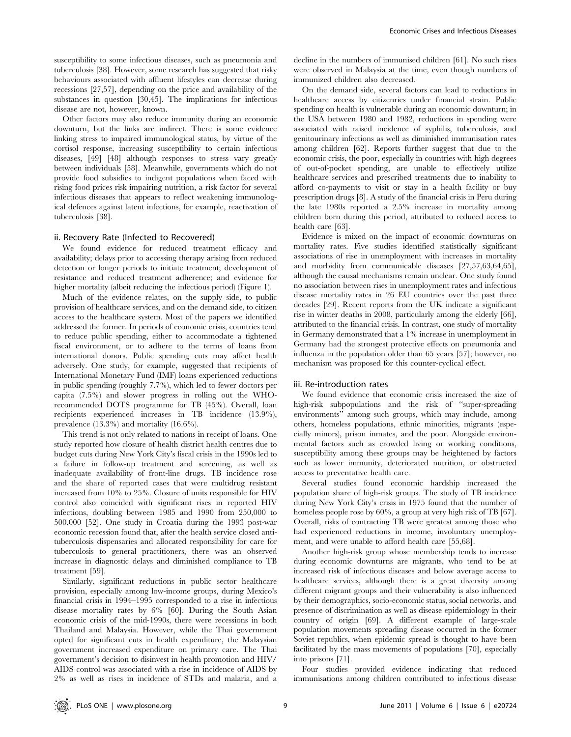susceptibility to some infectious diseases, such as pneumonia and tuberculosis [38]. However, some research has suggested that risky behaviours associated with affluent lifestyles can decrease during recessions [27,57], depending on the price and availability of the substances in question [30,45]. The implications for infectious disease are not, however, known.

Other factors may also reduce immunity during an economic downturn, but the links are indirect. There is some evidence linking stress to impaired immunological status, by virtue of the cortisol response, increasing susceptibility to certain infectious diseases, [49] [48] although responses to stress vary greatly between individuals [58]. Meanwhile, governments which do not provide food subsidies to indigent populations when faced with rising food prices risk impairing nutrition, a risk factor for several infectious diseases that appears to reflect weakening immunological defences against latent infections, for example, reactivation of tuberculosis [38].

### ii. Recovery Rate (Infected to Recovered)

We found evidence for reduced treatment efficacy and availability; delays prior to accessing therapy arising from reduced detection or longer periods to initiate treatment; development of resistance and reduced treatment adherence; and evidence for higher mortality (albeit reducing the infectious period) (Figure 1).

Much of the evidence relates, on the supply side, to public provision of healthcare services, and on the demand side, to citizen access to the healthcare system. Most of the papers we identified addressed the former. In periods of economic crisis, countries tend to reduce public spending, either to accommodate a tightened fiscal environment, or to adhere to the terms of loans from international donors. Public spending cuts may affect health adversely. One study, for example, suggested that recipients of International Monetary Fund (IMF) loans experienced reductions in public spending (roughly 7.7%), which led to fewer doctors per capita (7.5%) and slower progress in rolling out the WHO-recommended DOTS programme for TB (45%). Overall, loan recipients experienced increases in TB incidence (13.9%), prevalence (13.3%) and mortality (16.6%).

This trend is not only related to nations in receipt of loans. One study reported how closure of health district health centres due to budget cuts during New York City's fiscal crisis in the 1990s led to a failure in follow-up treatment and screening, as well as inadequate availability of front-line drugs. TB incidence rose and the share of reported cases that were multidrug resistant increased from 10% to 25%. Closure of units responsible for HIV control also coincided with significant rises in reported HIV infections, doubling between 1985 and 1990 from 250,000 to 500,000 [52]. One study in Croatia during the 1993 post-war economic recession found that, after the health service closed anti-tuberculosis dispensaries and allocated responsibility for care for tuberculosis to general practitioners, there was an observed increase in diagnostic delays and diminished compliance to TB treatment [59].

Similarly, significant reductions in public sector healthcare provision, especially among low-income groups, during Mexico's financial crisis in 1994–1995 corresponded to a rise in infectious disease mortality rates by 6% [60]. During the South Asian economic crisis of the mid-1990s, there were recessions in both Thailand and Malaysia. However, while the Thai government opted for significant cuts in health expenditure, the Malaysian government increased expenditure on primary care. The Thai government's decision to disinvest in health promotion and HIV/AIDS control was associated with a rise in incidence of AIDS by 2% as well as rises in incidence of STDs and malaria, and a decline in the numbers of immunised children [61]. No such rises were observed in Malaysia at the time, even though numbers of immunized children also decreased.

On the demand side, several factors can lead to reductions in healthcare access by citizenries under financial strain. Public spending on health is vulnerable during an economic downturn; in the USA between 1980 and 1982, reductions in spending were associated with raised incidence of syphilis, tuberculosis, and genitourinary infections as well as diminished immunisation rates among children [62]. Reports further suggest that due to the economic crisis, the poor, especially in countries with high degrees of out-of-pocket spending, are unable to effectively utilize healthcare services and prescribed treatments due to inability to afford co-payments to visit or stay in a health facility or buy prescription drugs [8]. A study of the financial crisis in Peru during the late 1980s reported a 2.5% increase in mortality among children born during this period, attributed to reduced access to health care [63].

Evidence is mixed on the impact of economic downturns on mortality rates. Five studies identified statistically significant associations of rise in unemployment with increases in mortality and morbidity from communicable diseases [27,57,63,64,65], although the causal mechanisms remain unclear. One study found no association between rises in unemployment rates and infectious disease mortality rates in 26 EU countries over the past three decades [29]. Recent reports from the UK indicate a significant rise in winter deaths in 2008, particularly among the elderly [66], attributed to the financial crisis. In contrast, one study of mortality in Germany demonstrated that a 1% increase in unemployment in Germany had the strongest protective effects on pneumonia and influenza in the population older than 65 years [57]; however, no mechanism was proposed for this counter-cyclical effect.

### iii. Re-introduction rates

We found evidence that economic crisis increased the size of high-risk subpopulations and the risk of "super-spreading environments" among such groups, which may include, among others, homeless populations, ethnic minorities, migrants (especially minors), prison inmates, and the poor. Alongside environmental factors such as crowded living or working conditions, susceptibility among these groups may be heightened by factors such as lower immunity, deteriorated nutrition, or obstructed access to preventative health care.

Several studies found economic hardship increased the population share of high-risk groups. The study of TB incidence during New York City's crisis in 1975 found that the number of homeless people rose by 60%, a group at very high risk of TB [67]. Overall, risks of contracting TB were greatest among those who had experienced reductions in income, involuntary unemployment, and were unable to afford health care [55,68].

Another high-risk group whose membership tends to increase during economic downturns are migrants, who tend to be at increased risk of infectious diseases and below average access to healthcare services, although there is a great diversity among different migrant groups and their vulnerability is also influenced by their demographics, socio-economic status, social networks, and presence of discrimination as well as disease epidemiology in their country of origin [69]. A different example of large-scale population movements spreading disease occurred in the former Soviet republics, when epidemic spread is thought to have been facilitated by the mass movements of populations [70], especially into prisons [71].

Four studies provided evidence indicating that reduced immunisations among children contributed to infectious disease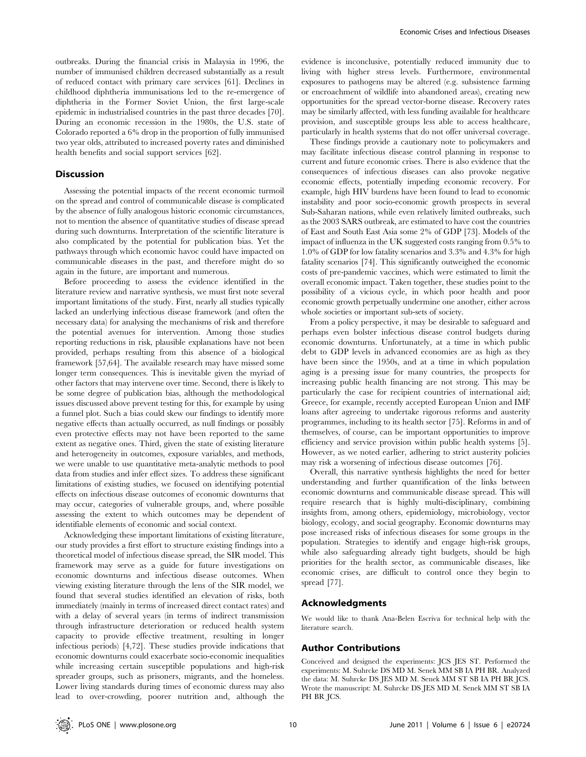outbreaks. During the financial crisis in Malaysia in 1996, the number of immunised children decreased substantially as a result of reduced contact with primary care services [61]. Declines in childhood diphtheria immunisations led to the re-emergence of diphtheria in the Former Soviet Union, the first large-scale epidemic in industrialised countries in the past three decades [70]. During an economic recession in the 1980s, the U.S. state of Colorado reported a 6% drop in the proportion of fully immunised two year olds, attributed to increased poverty rates and diminished health benefits and social support services [62].

## Discussion

Assessing the potential impacts of the recent economic turmoil on the spread and control of communicable disease is complicated by the absence of fully analogous historic economic circumstances, not to mention the absence of quantitative studies of disease spread during such downturns. Interpretation of the scientific literature is also complicated by the potential for publication bias. Yet the pathways through which economic havoc could have impacted on communicable diseases in the past, and therefore might do so again in the future, are important and numerous.

Before proceeding to assess the evidence identified in the literature review and narrative synthesis, we must first note several important limitations of the study. First, nearly all studies typically lacked an underlying infectious disease framework (and often the necessary data) for analysing the mechanisms of risk and therefore the potential avenues for intervention. Among those studies reporting reductions in risk, plausible explanations have not been provided, perhaps resulting from this absence of a biological framework [57,64]. The available research may have missed some longer term consequences. This is inevitable given the myriad of other factors that may intervene over time. Second, there is likely to be some degree of publication bias, although the methodological issues discussed above prevent testing for this, for example by using a funnel plot. Such a bias could skew our findings to identify more negative effects than actually occurred, as null findings or possibly even protective effects may not have been reported to the same extent as negative ones. Third, given the state of existing literature and heterogeneity in outcomes, exposure variables, and methods, we were unable to use quantitative meta-analytic methods to pool data from studies and infer effect sizes. To address these significant limitations of existing studies, we focused on identifying potential effects on infectious disease outcomes of economic downturns that may occur, categories of vulnerable groups, and, where possible assessing the extent to which outcomes may be dependent of identifiable elements of economic and social context.

Acknowledging these important limitations of existing literature, our study provides a first effort to structure existing findings into a theoretical model of infectious disease spread, the SIR model. This framework may serve as a guide for future investigations on economic downturns and infectious disease outcomes. When viewing existing literature through the lens of the SIR model, we found that several studies identified an elevation of risks, both immediately (mainly in terms of increased direct contact rates) and with a delay of several years (in terms of indirect transmission through infrastructure deterioration or reduced health system capacity to provide effective treatment, resulting in longer infectious periods) [4,72]. These studies provide indications that economic downturns could exacerbate socio-economic inequalities while increasing certain susceptible populations and high-risk spreader groups, such as prisoners, migrants, and the homeless. Lower living standards during times of economic duress may also lead to over-crowding, poorer nutrition and, although the evidence is inconclusive, potentially reduced immunity due to living with higher stress levels. Furthermore, environmental exposures to pathogens may be altered (e.g. subsistence farming or encroachment of wildlife into abandoned areas), creating new opportunities for the spread vector-borne disease. Recovery rates may be similarly affected, with less funding available for healthcare provision, and susceptible groups less able to access healthcare, particularly in health systems that do not offer universal coverage.

These findings provide a cautionary note to policymakers and may facilitate infectious disease control planning in response to current and future economic crises. There is also evidence that the consequences of infectious diseases can also provoke negative economic effects, potentially impeding economic recovery. For example, high HIV burdens have been found to lead to economic instability and poor socio-economic growth prospects in several Sub-Saharan nations, while even relatively limited outbreaks, such as the 2003 SARS outbreak, are estimated to have cost the countries of East and South East Asia some 2% of GDP [73]. Models of the impact of influenza in the UK suggested costs ranging from 0.5% to 1.0% of GDP for low fatality scenarios and 3.3% and 4.3% for high fatality scenarios [74]. This significantly outweighed the economic costs of pre-pandemic vaccines, which were estimated to limit the overall economic impact. Taken together, these studies point to the possibility of a vicious cycle, in which poor health and poor economic growth perpetually undermine one another, either across whole societies or important sub-sets of society.

From a policy perspective, it may be desirable to safeguard and perhaps even bolster infectious disease control budgets during economic downturns. Unfortunately, at a time in which public debt to GDP levels in advanced economies are as high as they have been since the 1950s, and at a time in which population aging is a pressing issue for many countries, the prospects for increasing public health financing are not strong. This may be particularly the case for recipient countries of international aid; Greece, for example, recently accepted European Union and IMF loans after agreeing to undertake rigorous reforms and austerity programmes, including to its health sector [75]. Reforms in and of themselves, of course, can be important opportunities to improve efficiency and service provision within public health systems [5]. However, as we noted earlier, adhering to strict austerity policies may risk a worsening of infectious disease outcomes [76].

Overall, this narrative synthesis highlights the need for better understanding and further quantification of the links between economic downturns and communicable disease spread. This will require research that is highly multi-disciplinary, combining insights from, among others, epidemiology, microbiology, vector biology, ecology, and social geography. Economic downturns may pose increased risks of infectious diseases for some groups in the population. Strategies to identify and engage high-risk groups, while also safeguarding already tight budgets, should be high priorities for the health sector, as communicable diseases, like economic crises, are difficult to control once they begin to spread [77].

## Acknowledgments

We would like to thank Ana-Belen Escriva for technical help with the literature search.

## Author Contributions

Conceived and designed the experiments: JCS JES ST. Performed the experiments: M. Suhrcke DS MD M. Senek MM SB IA PH BR. Analyzed the data: M. Suhrcke DS JES MD M. Senek MM ST SB IA PH BR JCS. Wrote the manuscript: M. Suhrcke DS JES MD M. Senek MM ST SB IA PH BR JCS.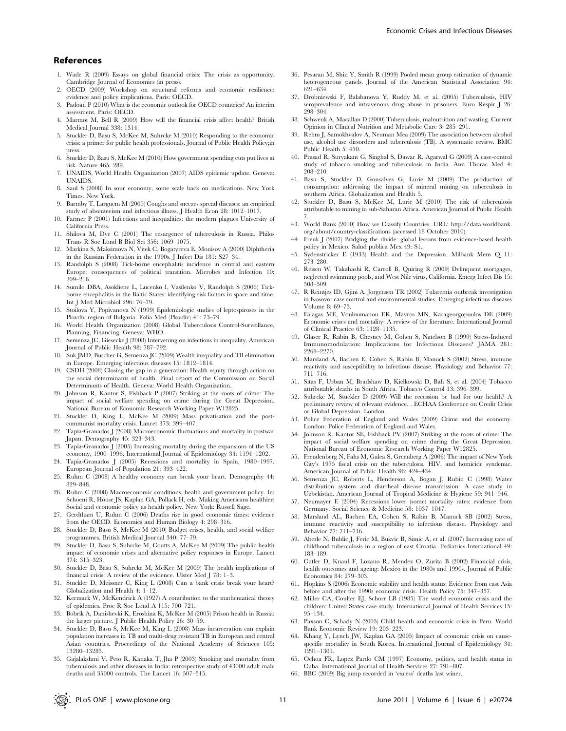## References

1. Wade R (2009) Essays on global financial crisis: The crisis as opportunity. Cambridge Journal of Economics (in press).
2. OECD (2009) Workshop on structural reforms and economic resilience: evidence and policy implications. Paris: OECD.
3. Padoan P (2010) What is the economic outlook for OECD countries? An interim assessment. Paris: OECD.
4. Marmot M, Bell R (2009) How will the financial crisis affect health? British Medical Journal 338: 1314.
5. Stuckler D, Basu S, McKee M, Suhrcke M (2010) Responding to the economic crisis: a primer for public health professionals. Journal of Public Health Policy;in press.
6. Stuckler D, Basu S, McKee M (2010) How government spending cuts put lives at risk. Nature 465: 289.
7. UNAIDS, World Health Organization (2007) AIDS epidemic update. Geneva: UNAIDS.
8. Saul S (2008) In sour economy, some scale back on medications. New York Times. New York.
9. Barmby T, Larguem M (2009) Coughs and sneezes spread diseases: an empirical study of absenteeism and infectious illness. J Health Econ 28: 1012–1017.
10. Farmer P (2001) Infections and inequalities: the modern plagues University of California Press.
11. Shilova M, Dye C (2001) The resurgence of tuberculosis in Russia. Philos Trans R Soc Lond B Biol Sci 356: 1069–1075.
12. Markina S, Maksimova N, Vitek C, Bogatyreva E, Monisov A (2000) Diphtheria in the Russian Federation in the 1990s. J Infect Dis 181: S27–34.
13. Randolph S (2008) Tick-borne encephalitis incidence in central and eastern Europe: consequences of political transition. Microbes and Infection 10: 209–216.
14. Sumilo DBA, Asokliene L, Lucenko I, Vasilenko V, Randolph S (2006) Tick-borne encephalitis in the Baltic States: identifying risk factors in space and time. Int J Med Microbiol 296: 76–79.
15. Stoilova Y, Popivanova N (1999) Epidemiologic studies of leptospiroses in the Plovdiv region of Bulgaria. Folia Med (Plovdiv) 41: 73–79.
16. World Health Organization (2008) Global Tuberculosis Control-Surveillance, Planning, Financing. Geneva: WHO.
17. Semenza JC, Giesecke J (2008) Intervening on infections in inequality. American Journal of Public Health 98: 787–792.
18. Suk JMD, Buscher G, Semenza JC (2009) Wealth inequality and TB elimination in Europe. Emerging infectious diseases 15: 1812–1814.
19. CSDH (2008) Closing the gap in a generation: Health equity through action on the social determinants of health. Final report of the Commission on Social Determinants of Health. Geneva: World Health Organization.
20. Johnson R, Kantor S, Fishback P (2007) Striking at the roots of crime: The impact of social welfare spending on crime during the Great Depression. National Bureau of Economic Research Working Paper W12825.
21. Stuckler D, King L, McKee M (2009) Mass privatisation and the post-communist mortality crisis. Lancet 373: 399–407.
22. Tapia-Granados J (2008) Macroeconomic fluctuations and mortality in postwar Japan. Demography 45: 323–343.
23. Tapia-Granados J (2005) Increasing mortality during the expansions of the US economy, 1900–1996. International Journal of Epidemiology 34: 1194–1202.
24. Tapia-Granados J (2005) Recessions and mortality in Spain, 1980–1997. European Journal of Population 21: 393–422.
25. Ruhm C (2008) A healthy economy can break your heart. Demography 44: 829–848.
26. Ruhm C (2008) Macroeconomic conditions, health and government policy. In: Schoeni R, House JS, Kaplan GA, Pollack H, eds. Making Americans healthier: Social and economic policy as health policy. New York: Russell Sage.
27. Gerdtham U, Ruhm C (2006) Deaths rise in good economic times: evidence from the OECD. Economics and Human Biology 4: 298–316.
28. Stuckler D, Basu S, McKee M (2010) Budget crises, health, and social welfare programmes. British Medical Journal 340: 77–79.
29. Stuckler D, Basu S, Suhrcke M, Coutts A, McKee M (2009) The public health impact of economic crises and alternative policy responses in Europe. Lancet 374: 315–323.
30. Stuckler D, Basu S, Suhrcke M, McKee M (2009) The health implications of financial crisis: A review of the evidence. Ulster Med J 78: 1–3.
31. Stuckler D, Meissner C, King L (2008) Can a bank crisis break your heart? Globalization and Health 4: 1–12.
32. Kermack W, McKendrick A (1927) A contribution to the mathematical theory of epidemics. Proc R Soc Lond A 115: 700–721.
33. Bobrik A, Danishevki K, Eroshina K, McKee M (2005) Prison health in Russia: the larger picture. J Public Health Policy 26: 30–59.
34. Stuckler D, Basu S, McKee M, King L (2008) Mass incarceration can explain population increases in TB and multi-drug resistant TB in European and central Asian countries. Proceedings of the National Academy of Sciences 105: 13280–13285.
35. Gajalakshmi V, Peto R, Kanaka T, Jha P (2003) Smoking and mortality from tuberculosis and other diseases in India: retrospective study of 43000 adult male deaths and 35000 controls. The Lancet 16: 507–515.
36. Pesaran M, Shin Y, Smith R (1999) Pooled mean group estimation of dynamic heterogeneous panels. Journal of the American Statistical Association 94: 621–634.
37. Drobniewski F, Balabanova Y, Ruddy M, et al. (2005) Tuberculosis, HIV seroprevalence and intravenous drug abuse in prisoners. Euro Respir J 26: 298–304.
38. Schwenk A, Macallan D (2000) Tuberculosis, malnutrition and wasting. Current Opinion in Clinical Nutrition and Metabolic Care 3: 285–291.
39. Rehm J, Samokhvalov A, Neuman Mea (2009) The association between alcohol use, alcohol use dirsorders and tuberculosis (TB). A systematic review. BMC Public Health 5: 450.
40. Prasad R, Suryakant G, Singhal S, Dawar R, Agarwal G (2009) A case-control study of tobacco smoking and tuberculosis in India. Ann Thorac Med 4: 208–210.
41. Basu S, Stuckler D, Gonsalves G, Lurie M (2009) The production of consumption: addressing the impact of mineral mining on tuberculosis in southern Africa. Globalization and Health 5.
42. Stuckler D, Basu S, McKee M, Lurie M (2010) The risk of tuberculosis attributable to mining in sub-Saharan Africa. American Journal of Public Health 7.
43. World Bank (2010) How we Classify Countries. URL: http://data.worldbank.org/about/country-classifications (accessed 18 October 2010).
44. Frenk J (2007) Bridging the divide: global lessons from evidence-based health policy in Mexico. Salud publica Mex 49: S1.
45. Sydenstricker E (1933) Health and the Depression. Milbank Mem Q 11: 273–280.
46. Reisen W, Takahashi R, Carroll B, Quiring R (2009) Delinquent mortgages, neglected swimming pools, and West Nile virus, California. Emerg Infect Dis 15: 508–509.
47. R Reintjes ID, Gjini A, Jorgensen TR (2002) Tularemia outbreak investigation in Kosovo: case control and environmental studies. Emerging infectious diseases Volume 8: 69–73.
48. Falagas ME, Vouloumanou EK, Mavros MN, Karageorgopoulos DE (2009) Economic crises and mortality: A review of the literature. International Journal of Clinical Practice 63: 1128–1135.
49. Glaser R, Rabin B, Chesney M, Cohen S, Natelson B (1999) Stress-Induced Immunomodulation: Implications for Infectious Diseases? JAMA 281: 2268–2270.
50. Marsland A, Bachen E, Cohen S, Rabin B, Manuck S (2002) Stress, immune reactivity and susceptibility to infectious disease. Physiology and Behavior 77: 711–716.
51. Sitas F, Urban M, Bradshaw D, Kielkowski D, Bah S, et al. (2004) Tobacco attributable deaths in South Africa. Tobacco Control 13: 396–399.
52. Suhrcke M, Stuckler D (2009) Will the recession be bad for our health? A preliminary review of relevant evidence. . ECHAA Conference on Credit Crisis or Global Depression. London.
53. Police Federation of England and Wales (2009) Crime and the economy. London: Police Federation of England and Wales.
54. Johnson R, Kantor SE, Fishback PV (2007) Striking at the roots of crime: The impact of social welfare spending on crime during the Great Depression. National Bureau of Economic Research Working Paper W12825.
55. Freudenberg N, Fahs M, Galea S, Greenberg A (2006) The impact of New York City's 1975 fiscal crisis on the tuberculosis, HIV, and homicide syndemic. American Journal of Public Health 96: 424–434.
56. Semenza JC, Roberts L, Henderson A, Bogan J, Rubin C (1998) Water distribution system and diarrheal disease transmission: A case study in Uzbekistan. American Journal of Tropical Medicine & Hygiene 59: 941–946.
57. Neumayer E (2004) Recessions lower (some) mortality rates: evidence from Germany. Social Science & Medicine 58: 1037–1047.
58. Marsland AL, Bachen EA, Cohen S, Rabin B, Manuck SB (2002) Stress, immune reactivity and susceptibility to infectious disease. Physiology and Behavior 77: 711–716.
59. Aberle N, Bublic J, Feric M, Bukvic B, Simic A, et al. (2007) Increasing rate of childhood tuberculosis in a region of east Croatia. Pediatrics International 49: 183–189.
60. Cutler D, Knaul F, Lozano R, Mendez O, Zurita B (2002) Financial crisis, health outcomes and ageing: Mexico in the 1980s and 1990s. Journal of Public Economics 84: 279–303.
61. Hopkins S (2006) Economic stability and health status: Evidence from east Asia before and after the 1990s economic crisis. Health Policy 75: 347–357.
62. Miller CA, Coulter EJ, Schorr LB (1985) The world economic crisis and the children: United States case study. International Journal of Health Services 15: 95–134.
63. Paxson C, Schady N (2005) Child health and economic crisis in Peru. World Bank Economic Review 19: 203–223.
64. Khang Y, Lynch JW, Kaplan GA (2005) Impact of economic crisis on cause-specific mortality in South Korea. International Journal of Epidemiology 34: 1291–1301.
65. Ochoa FR, Lopez Pardo CM (1997) Economy, politics, and health status in Cuba. International Journal of Health Services 27: 791–807.
66. BBC (2009) Big jump recorded in 'excess' deaths last winer.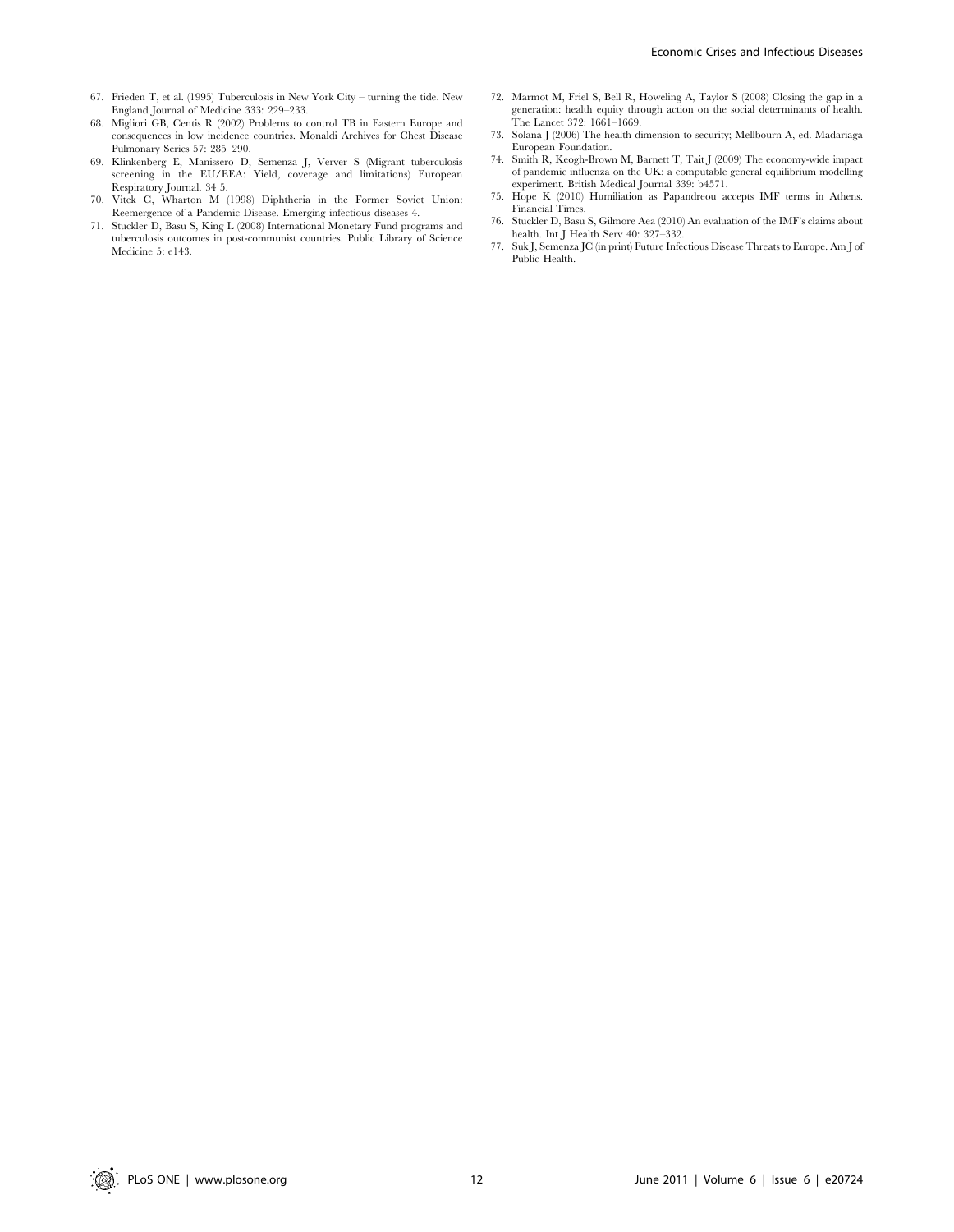67. Frieden T, et al. (1995) Tuberculosis in New York City – turning the tide. New England Journal of Medicine 333: 229–233.
68. Migliori GB, Centis R (2002) Problems to control TB in Eastern Europe and consequences in low incidence countries. Monaldi Archives for Chest Disease Pulmonary Series 57: 285–290.
69. Klinkenberg E, Manissero D, Semenza J, Verver S (Migrant tuberculosis screening in the EU/EEA: Yield, coverage and limitations) European Respiratory Journal. 34 5.
70. Vitek C, Wharton M (1998) Diphtheria in the Former Soviet Union: Reemergence of a Pandemic Disease. Emerging infectious diseases 4.
71. Stuckler D, Basu S, King L (2008) International Monetary Fund programs and tuberculosis outcomes in post-communist countries. Public Library of Science Medicine 5: e143.
72. Marmot M, Friel S, Bell R, Howeling A, Taylor S (2008) Closing the gap in a generation: health equity through action on the social determinants of health. The Lancet 372: 1661–1669.
73. Solana J (2006) The health dimension to security; Mellbourn A, ed. Madariaga European Foundation.
74. Smith R, Keogh-Brown M, Barnett T, Tait J (2009) The economy-wide impact of pandemic influenza on the UK: a computable general equilibrium modelling experiment. British Medical Journal 339: b4571.
75. Hope K (2010) Humiliation as Papandreou accepts IMF terms in Athens. Financial Times.
76. Stuckler D, Basu S, Gilmore Aea (2010) An evaluation of the IMF's claims about health. Int J Health Serv 40: 327–332.
77. Suk J, Semenza JC (in print) Future Infectious Disease Threats to Europe. Am J of Public Health.